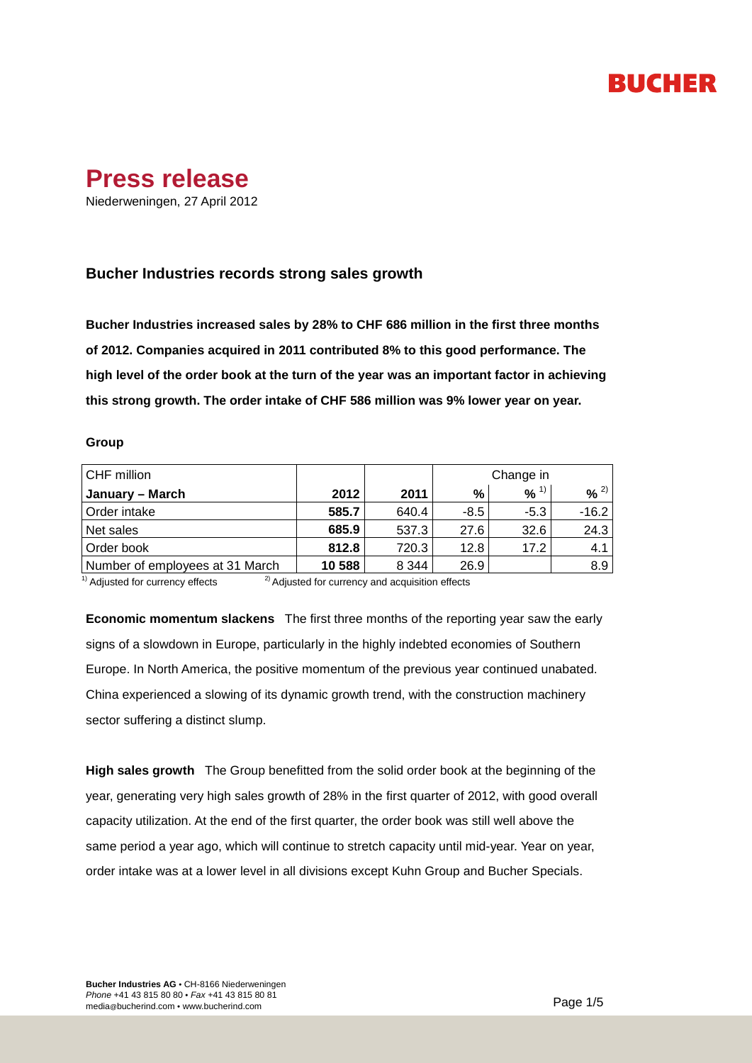BUCHER

# Press release

Niederweningen, 27 April 2012

## Bucher Industries records strong sales growth

**Bucher Industries increased sales by 28% to CHF 686 million in the first three months of 2012. Companies acquired in 2011 contributed 8% to this good performance. The high level of the order book at the turn of the year was an important factor in achieving this strong growth. The order intake of CHF 586 million was 9% lower year on year.**

**Group**

| CHF million | | | Change in | | |
|---|---|---|---|---|---|
| **January – March** | **2012** | **2011** | **%** | **%** [1] | **%** [2] |
| Order intake | **585.7** | 640.4 | -8.5 | -5.3 | -16.2 |
| Net sales | **685.9** | 537.3 | 27.6 | 32.6 | 24.3 |
| Order book | **812.8** | 720.3 | 12.8 | 17.2 | 4.1 |
| Number of employees at 31 March | **10 588** | 8 344 | 26.9 | | 8.9 |

[1] Adjusted for currency effects [2] Adjusted for currency and acquisition effects

**Economic momentum slackens** The first three months of the reporting year saw the early signs of a slowdown in Europe, particularly in the highly indebted economies of Southern Europe. In North America, the positive momentum of the previous year continued unabated. China experienced a slowing of its dynamic growth trend, with the construction machinery sector suffering a distinct slump.

**High sales growth** The Group benefitted from the solid order book at the beginning of the year, generating very high sales growth of 28% in the first quarter of 2012, with good overall capacity utilization. At the end of the first quarter, the order book was still well above the same period a year ago, which will continue to stretch capacity until mid-year. Year on year, order intake was at a lower level in all divisions except Kuhn Group and Bucher Specials.

**Bucher Industries AG** • CH-8166 Niederweningen
*Phone* +41 43 815 80 80 • *Fax* +41 43 815 80 81
media@bucherind.com • www.bucherind.com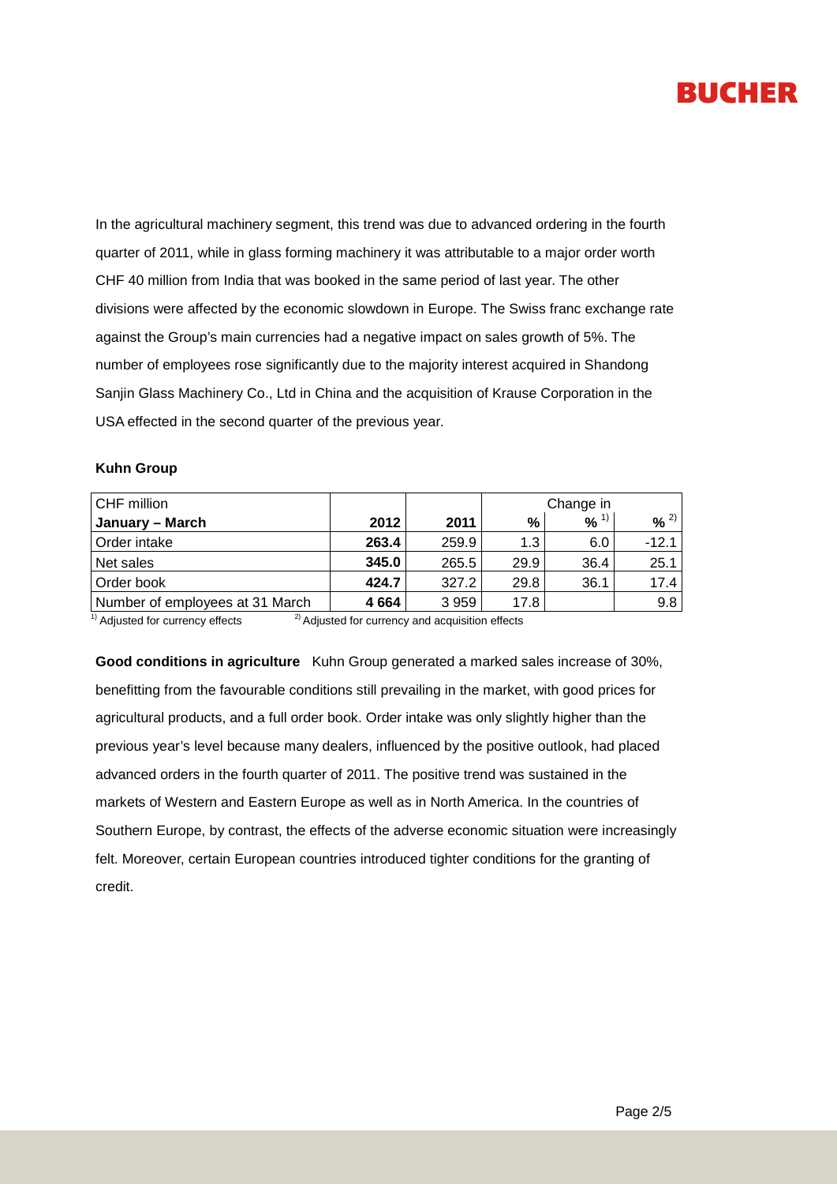In the agricultural machinery segment, this trend was due to advanced ordering in the fourth quarter of 2011, while in glass forming machinery it was attributable to a major order worth CHF 40 million from India that was booked in the same period of last year. The other divisions were affected by the economic slowdown in Europe. The Swiss franc exchange rate against the Group's main currencies had a negative impact on sales growth of 5%. The number of employees rose significantly due to the majority interest acquired in Shandong Sanjin Glass Machinery Co., Ltd in China and the acquisition of Krause Corporation in the USA effected in the second quarter of the previous year.

**Kuhn Group**

| CHF million | | | Change in | | |
|---|---|---|---|---|---|
| **January – March** | **2012** | **2011** | **%** | **%** [1] | **%** [2] |
| Order intake | **263.4** | 259.9 | 1.3 | 6.0 | -12.1 |
| Net sales | **345.0** | 265.5 | 29.9 | 36.4 | 25.1 |
| Order book | **424.7** | 327.2 | 29.8 | 36.1 | 17.4 |
| Number of employees at 31 March | **4 664** | 3 959 | 17.8 | | 9.8 |

[1] Adjusted for currency effects [2] Adjusted for currency and acquisition effects

**Good conditions in agriculture** Kuhn Group generated a marked sales increase of 30%, benefitting from the favourable conditions still prevailing in the market, with good prices for agricultural products, and a full order book. Order intake was only slightly higher than the previous year's level because many dealers, influenced by the positive outlook, had placed advanced orders in the fourth quarter of 2011. The positive trend was sustained in the markets of Western and Eastern Europe as well as in North America. In the countries of Southern Europe, by contrast, the effects of the adverse economic situation were increasingly felt. Moreover, certain European countries introduced tighter conditions for the granting of credit.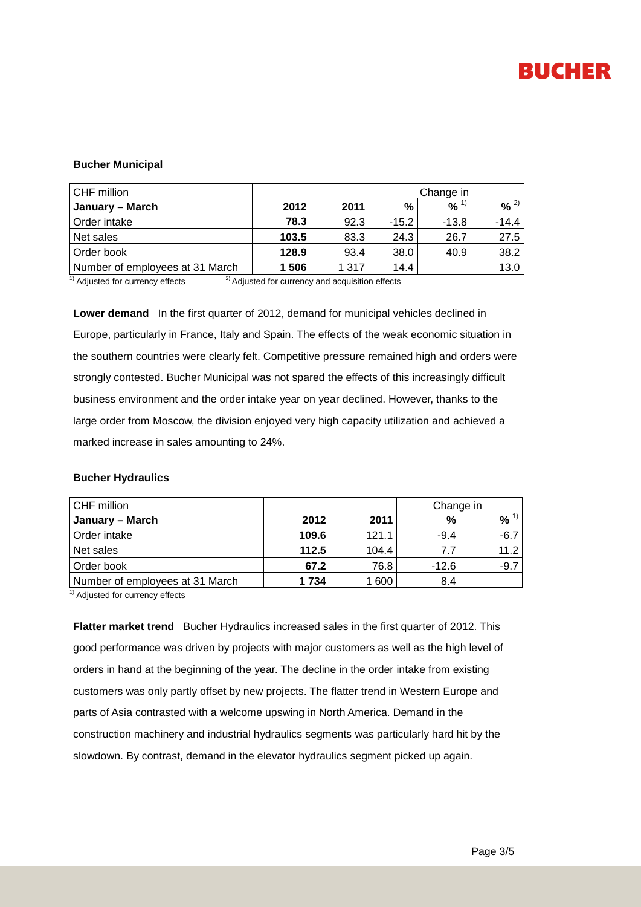### Bucher Municipal

| CHF million | | | Change in | | |
|---|---|---|---|---|---|
| January – March | 2012 | 2011 | % | % [1)] | % [2)] |
| Order intake | **78.3** | 92.3 | -15.2 | -13.8 | -14.4 |
| Net sales | **103.5** | 83.3 | 24.3 | 26.7 | 27.5 |
| Order book | **128.9** | 93.4 | 38.0 | 40.9 | 38.2 |
| Number of employees at 31 March | **1 506** | 1 317 | 14.4 | | 13.0 |

[1)] Adjusted for currency effects [2)] Adjusted for currency and acquisition effects

**Lower demand** In the first quarter of 2012, demand for municipal vehicles declined in Europe, particularly in France, Italy and Spain. The effects of the weak economic situation in the southern countries were clearly felt. Competitive pressure remained high and orders were strongly contested. Bucher Municipal was not spared the effects of this increasingly difficult business environment and the order intake year on year declined. However, thanks to the large order from Moscow, the division enjoyed very high capacity utilization and achieved a marked increase in sales amounting to 24%.

### Bucher Hydraulics

| CHF million | | | Change in | |
|---|---|---|---|---|
| January – March | 2012 | 2011 | % | % [1)] |
| Order intake | **109.6** | 121.1 | -9.4 | -6.7 |
| Net sales | **112.5** | 104.4 | 7.7 | 11.2 |
| Order book | **67.2** | 76.8 | -12.6 | -9.7 |
| Number of employees at 31 March | **1 734** | 1 600 | 8.4 | |

[1)] Adjusted for currency effects

**Flatter market trend** Bucher Hydraulics increased sales in the first quarter of 2012. This good performance was driven by projects with major customers as well as the high level of orders in hand at the beginning of the year. The decline in the order intake from existing customers was only partly offset by new projects. The flatter trend in Western Europe and parts of Asia contrasted with a welcome upswing in North America. Demand in the construction machinery and industrial hydraulics segments was particularly hard hit by the slowdown. By contrast, demand in the elevator hydraulics segment picked up again.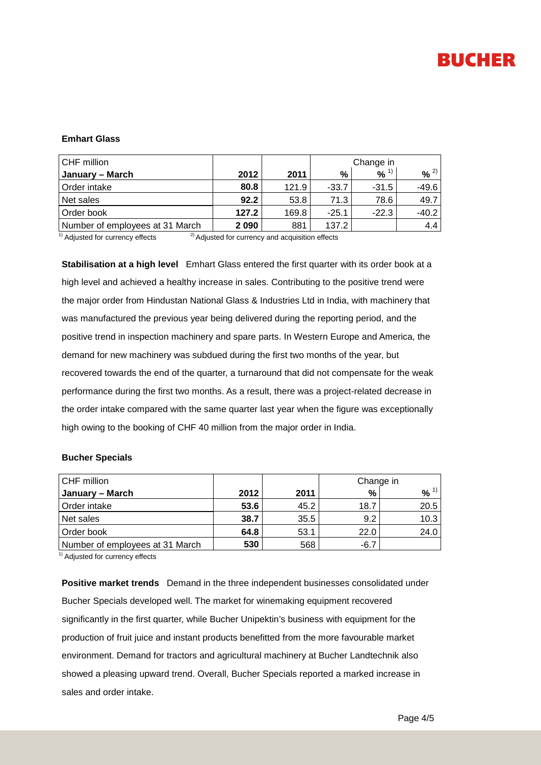### Emhart Glass

| CHF million | | | Change in | | |
|---|---|---|---|---|---|
| **January – March** | **2012** | **2011** | **%** | **%** [1] | **%** [2] |
| Order intake | **80.8** | 121.9 | -33.7 | -31.5 | -49.6 |
| Net sales | **92.2** | 53.8 | 71.3 | 78.6 | 49.7 |
| Order book | **127.2** | 169.8 | -25.1 | -22.3 | -40.2 |
| Number of employees at 31 March | **2 090** | 881 | 137.2 | | 4.4 |

[1] Adjusted for currency effects [2] Adjusted for currency and acquisition effects

**Stabilisation at a high level** Emhart Glass entered the first quarter with its order book at a high level and achieved a healthy increase in sales. Contributing to the positive trend were the major order from Hindustan National Glass & Industries Ltd in India, with machinery that was manufactured the previous year being delivered during the reporting period, and the positive trend in inspection machinery and spare parts. In Western Europe and America, the demand for new machinery was subdued during the first two months of the year, but recovered towards the end of the quarter, a turnaround that did not compensate for the weak performance during the first two months. As a result, there was a project-related decrease in the order intake compared with the same quarter last year when the figure was exceptionally high owing to the booking of CHF 40 million from the major order in India.

### Bucher Specials

| CHF million | | | Change in | |
|---|---|---|---|---|
| **January – March** | **2012** | **2011** | **%** | **%** [1] |
| Order intake | **53.6** | 45.2 | 18.7 | 20.5 |
| Net sales | **38.7** | 35.5 | 9.2 | 10.3 |
| Order book | **64.8** | 53.1 | 22.0 | 24.0 |
| Number of employees at 31 March | **530** | 568 | -6.7 | |

[1] Adjusted for currency effects

**Positive market trends** Demand in the three independent businesses consolidated under Bucher Specials developed well. The market for winemaking equipment recovered significantly in the first quarter, while Bucher Unipektin's business with equipment for the production of fruit juice and instant products benefitted from the more favourable market environment. Demand for tractors and agricultural machinery at Bucher Landtechnik also showed a pleasing upward trend. Overall, Bucher Specials reported a marked increase in sales and order intake.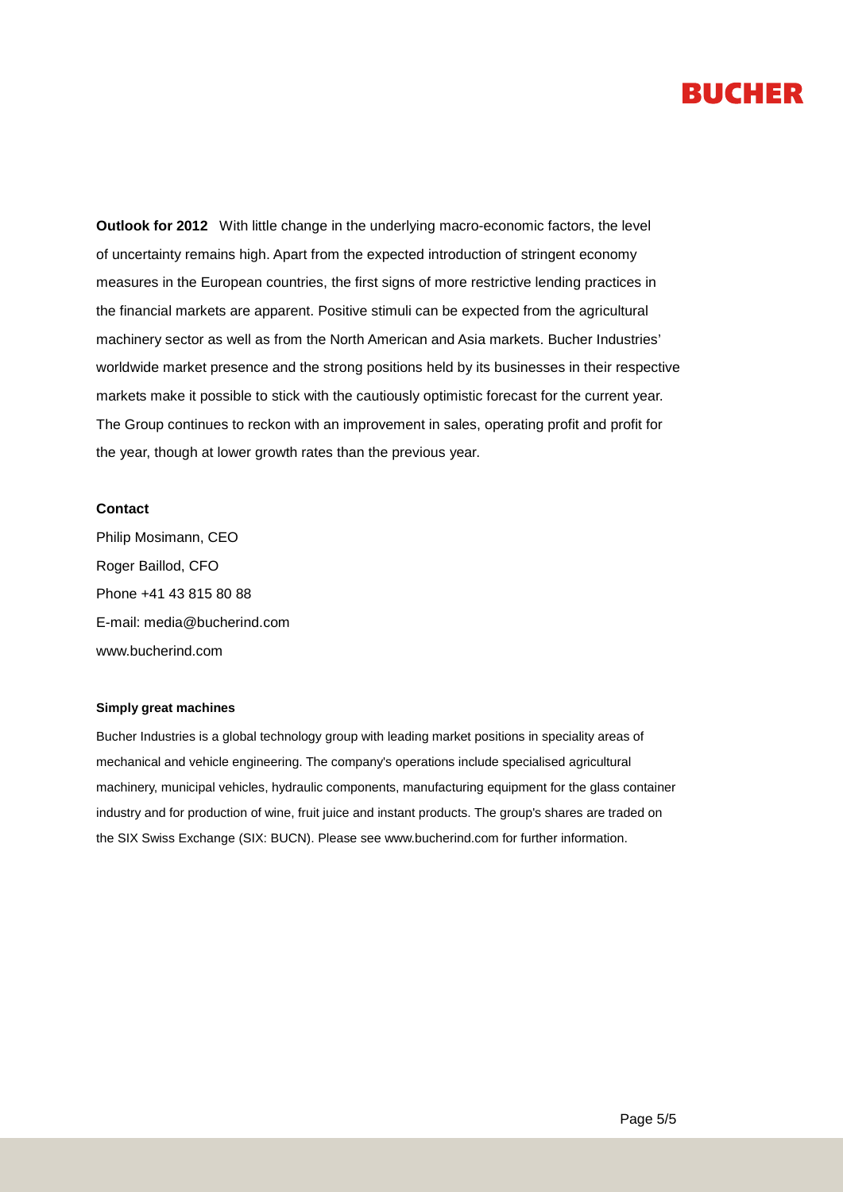**Outlook for 2012** With little change in the underlying macro-economic factors, the level of uncertainty remains high. Apart from the expected introduction of stringent economy measures in the European countries, the first signs of more restrictive lending practices in the financial markets are apparent. Positive stimuli can be expected from the agricultural machinery sector as well as from the North American and Asia markets. Bucher Industries' worldwide market presence and the strong positions held by its businesses in their respective markets make it possible to stick with the cautiously optimistic forecast for the current year. The Group continues to reckon with an improvement in sales, operating profit and profit for the year, though at lower growth rates than the previous year.

**Contact**

Philip Mosimann, CEO
Roger Baillod, CFO
Phone +41 43 815 80 88
E-mail: media@bucherind.com
www.bucherind.com

**Simply great machines**

Bucher Industries is a global technology group with leading market positions in speciality areas of mechanical and vehicle engineering. The company's operations include specialised agricultural machinery, municipal vehicles, hydraulic components, manufacturing equipment for the glass container industry and for production of wine, fruit juice and instant products. The group's shares are traded on the SIX Swiss Exchange (SIX: BUCN). Please see www.bucherind.com for further information.